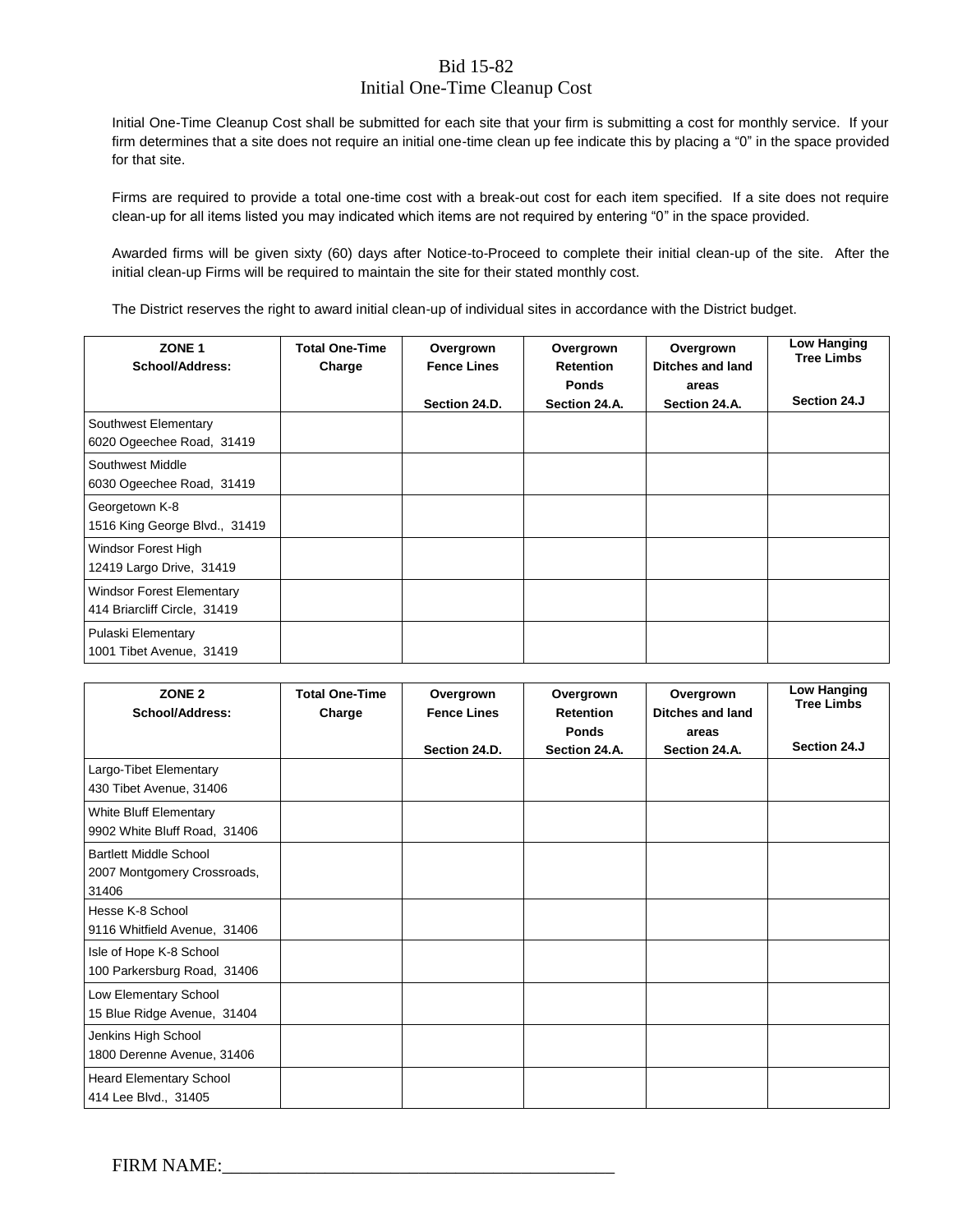# Bid 15-82
## Initial One-Time Cleanup Cost

Initial One-Time Cleanup Cost shall be submitted for each site that your firm is submitting a cost for monthly service. If your firm determines that a site does not require an initial one-time clean up fee indicate this by placing a "0" in the space provided for that site.

Firms are required to provide a total one-time cost with a break-out cost for each item specified. If a site does not require clean-up for all items listed you may indicated which items are not required by entering "0" in the space provided.

Awarded firms will be given sixty (60) days after Notice-to-Proceed to complete their initial clean-up of the site. After the initial clean-up Firms will be required to maintain the site for their stated monthly cost.

The District reserves the right to award initial clean-up of individual sites in accordance with the District budget.

| **ZONE 1 School/Address:** | **Total One-Time Charge** | **Overgrown Fence Lines Section 24.D.** | **Overgrown Retention Ponds Section 24.A.** | **Overgrown Ditches and land areas Section 24.A.** | **Low Hanging Tree Limbs Section 24.J** |
|---|---|---|---|---|---|
| Southwest Elementary 6020 Ogeechee Road, 31419 | | | | | |
| Southwest Middle 6030 Ogeechee Road, 31419 | | | | | |
| Georgetown K-8 1516 King George Blvd., 31419 | | | | | |
| Windsor Forest High 12419 Largo Drive, 31419 | | | | | |
| Windsor Forest Elementary 414 Briarcliff Circle, 31419 | | | | | |
| Pulaski Elementary 1001 Tibet Avenue, 31419 | | | | | |

| **ZONE 2 School/Address:** | **Total One-Time Charge** | **Overgrown Fence Lines Section 24.D.** | **Overgrown Retention Ponds Section 24.A.** | **Overgrown Ditches and land areas Section 24.A.** | **Low Hanging Tree Limbs Section 24.J** |
|---|---|---|---|---|---|
| Largo-Tibet Elementary 430 Tibet Avenue, 31406 | | | | | |
| White Bluff Elementary 9902 White Bluff Road, 31406 | | | | | |
| Bartlett Middle School 2007 Montgomery Crossroads, 31406 | | | | | |
| Hesse K-8 School 9116 Whitfield Avenue, 31406 | | | | | |
| Isle of Hope K-8 School 100 Parkersburg Road, 31406 | | | | | |
| Low Elementary School 15 Blue Ridge Avenue, 31404 | | | | | |
| Jenkins High School 1800 Derenne Avenue, 31406 | | | | | |
| Heard Elementary School 414 Lee Blvd., 31405 | | | | | |

FIRM NAME:___________________________________________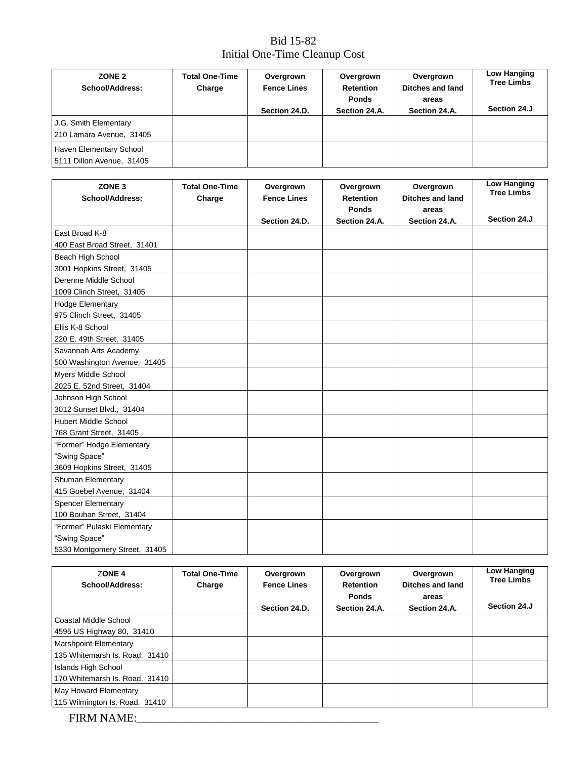# Bid 15-82
## Initial One-Time Cleanup Cost

| ZONE 2 School/Address: | Total One-Time Charge | Overgrown Fence Lines Section 24.D. | Overgrown Retention Ponds Section 24.A. | Overgrown Ditches and land areas Section 24.A. | Low Hanging Tree Limbs Section 24.J |
|---|---|---|---|---|---|
| J.G. Smith Elementary 210 Lamara Avenue, 31405 | | | | | |
| Haven Elementary School 5111 Dillon Avenue, 31405 | | | | | |

| ZONE 3 School/Address: | Total One-Time Charge | Overgrown Fence Lines Section 24.D. | Overgrown Retention Ponds Section 24.A. | Overgrown Ditches and land areas Section 24.A. | Low Hanging Tree Limbs Section 24.J |
|---|---|---|---|---|---|
| East Broad K-8 400 East Broad Street, 31401 | | | | | |
| Beach High School 3001 Hopkins Street, 31405 | | | | | |
| Derenne Middle School 1009 Clinch Street, 31405 | | | | | |
| Hodge Elementary 975 Clinch Street, 31405 | | | | | |
| Ellis K-8 School 220 E. 49th Street, 31405 | | | | | |
| Savannah Arts Academy 500 Washington Avenue, 31405 | | | | | |
| Myers Middle School 2025 E. 52nd Street, 31404 | | | | | |
| Johnson High School 3012 Sunset Blvd., 31404 | | | | | |
| Hubert Middle School 768 Grant Street, 31405 | | | | | |
| "Former" Hodge Elementary "Swing Space" 3609 Hopkins Street, 31405 | | | | | |
| Shuman Elementary 415 Goebel Avenue, 31404 | | | | | |
| Spencer Elementary 100 Bouhan Street, 31404 | | | | | |
| "Former" Pulaski Elementary "Swing Space" 5330 Montgomery Street, 31405 | | | | | |

| ZONE 4 School/Address: | Total One-Time Charge | Overgrown Fence Lines Section 24.D. | Overgrown Retention Ponds Section 24.A. | Overgrown Ditches and land areas Section 24.A. | Low Hanging Tree Limbs Section 24.J |
|---|---|---|---|---|---|
| Coastal Middle School 4595 US Highway 80, 31410 | | | | | |
| Marshpoint Elementary 135 Whitemarsh Is. Road, 31410 | | | | | |
| Islands High School 170 Whitemarsh Is. Road, 31410 | | | | | |
| May Howard Elementary 115 Wilmington Is. Road, 31410 | | | | | |

FIRM NAME:________________________________________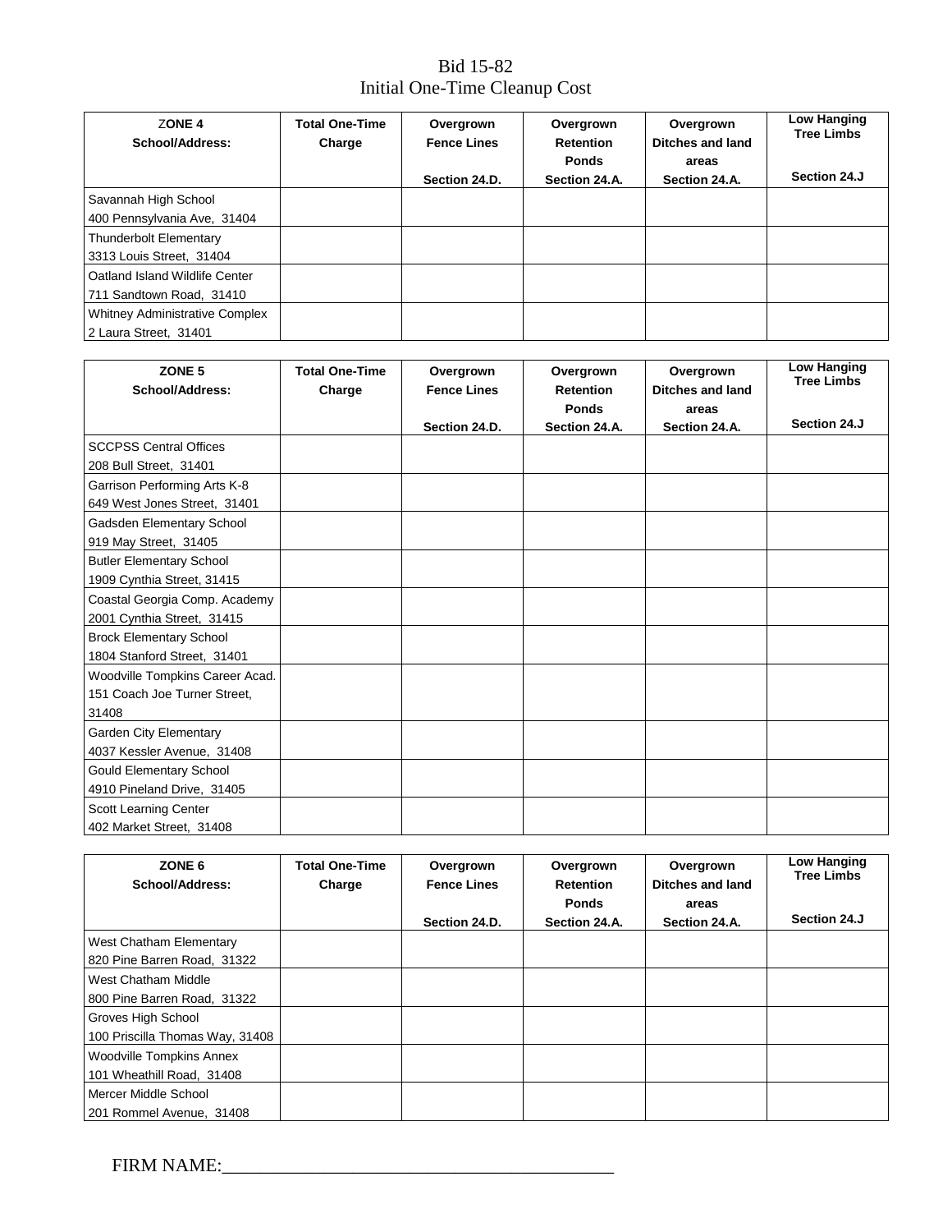Bid 15-82
Initial One-Time Cleanup Cost

| ZONE 4 School/Address: | Total One-Time Charge | Overgrown Fence Lines Section 24.D. | Overgrown Retention Ponds Section 24.A. | Overgrown Ditches and land areas Section 24.A. | Low Hanging Tree Limbs Section 24.J |
|---|---|---|---|---|---|
| Savannah High School 400 Pennsylvania Ave, 31404 | | | | | |
| Thunderbolt Elementary 3313 Louis Street, 31404 | | | | | |
| Oatland Island Wildlife Center 711 Sandtown Road, 31410 | | | | | |
| Whitney Administrative Complex 2 Laura Street, 31401 | | | | | |

| ZONE 5 School/Address: | Total One-Time Charge | Overgrown Fence Lines Section 24.D. | Overgrown Retention Ponds Section 24.A. | Overgrown Ditches and land areas Section 24.A. | Low Hanging Tree Limbs Section 24.J |
|---|---|---|---|---|---|
| SCCPSS Central Offices 208 Bull Street, 31401 | | | | | |
| Garrison Performing Arts K-8 649 West Jones Street, 31401 | | | | | |
| Gadsden Elementary School 919 May Street, 31405 | | | | | |
| Butler Elementary School 1909 Cynthia Street, 31415 | | | | | |
| Coastal Georgia Comp. Academy 2001 Cynthia Street, 31415 | | | | | |
| Brock Elementary School 1804 Stanford Street, 31401 | | | | | |
| Woodville Tompkins Career Acad. 151 Coach Joe Turner Street, 31408 | | | | | |
| Garden City Elementary 4037 Kessler Avenue, 31408 | | | | | |
| Gould Elementary School 4910 Pineland Drive, 31405 | | | | | |
| Scott Learning Center 402 Market Street, 31408 | | | | | |

| ZONE 6 School/Address: | Total One-Time Charge | Overgrown Fence Lines Section 24.D. | Overgrown Retention Ponds Section 24.A. | Overgrown Ditches and land areas Section 24.A. | Low Hanging Tree Limbs Section 24.J |
|---|---|---|---|---|---|
| West Chatham Elementary 820 Pine Barren Road, 31322 | | | | | |
| West Chatham Middle 800 Pine Barren Road, 31322 | | | | | |
| Groves High School 100 Priscilla Thomas Way, 31408 | | | | | |
| Woodville Tompkins Annex 101 Wheathill Road, 31408 | | | | | |
| Mercer Middle School 201 Rommel Avenue, 31408 | | | | | |

FIRM NAME:_________________________________________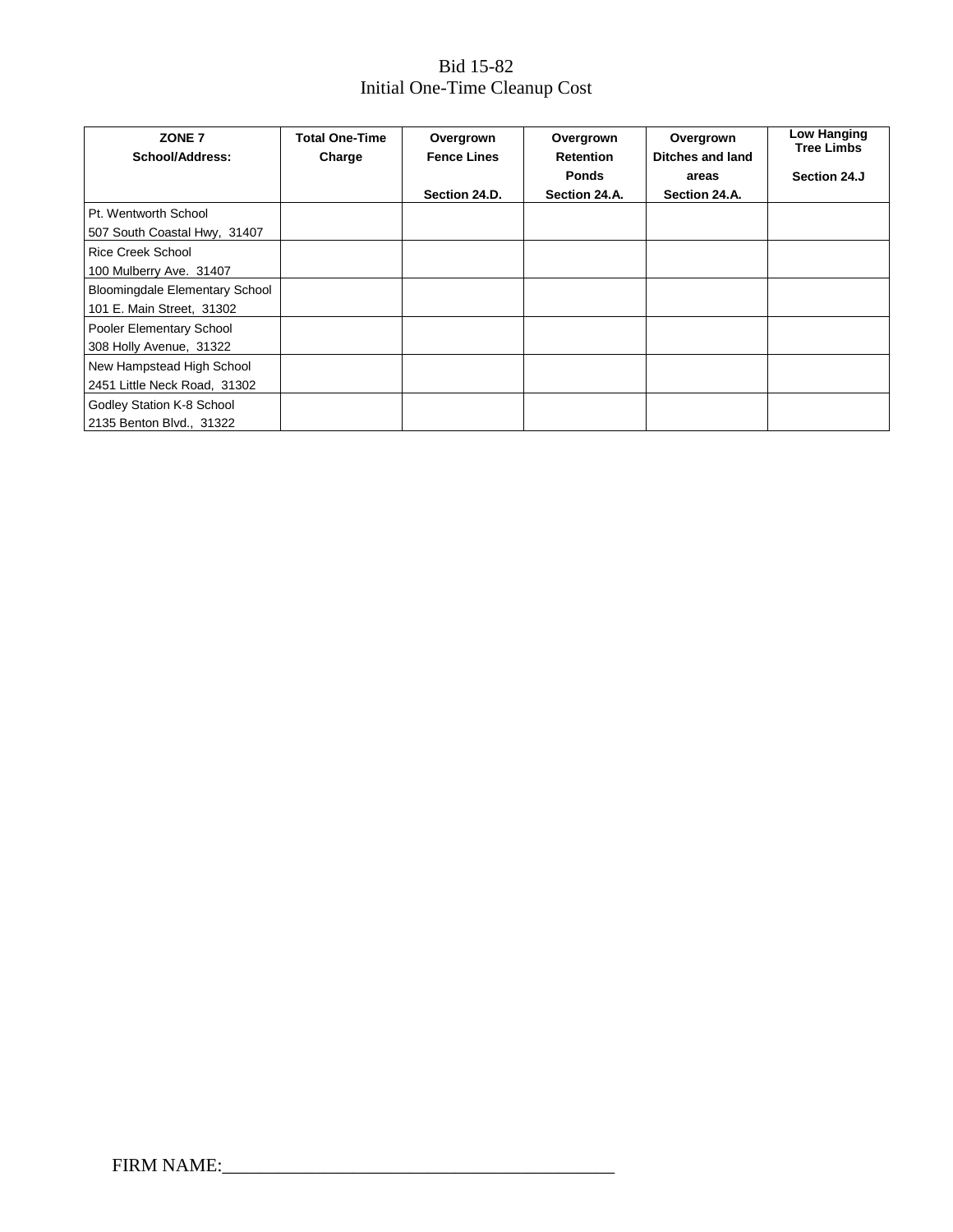# Bid 15-82
## Initial One-Time Cleanup Cost

| ZONE 7 School/Address: | Total One-Time Charge | Overgrown Fence Lines Section 24.D. | Overgrown Retention Ponds Section 24.A. | Overgrown Ditches and land areas Section 24.A. | Low Hanging Tree Limbs Section 24.J |
|---|---|---|---|---|---|
| Pt. Wentworth School 507 South Coastal Hwy, 31407 | | | | | |
| Rice Creek School 100 Mulberry Ave. 31407 | | | | | |
| Bloomingdale Elementary School 101 E. Main Street, 31302 | | | | | |
| Pooler Elementary School 308 Holly Avenue, 31322 | | | | | |
| New Hampstead High School 2451 Little Neck Road, 31302 | | | | | |
| Godley Station K-8 School 2135 Benton Blvd., 31322 | | | | | |

FIRM NAME:_________________________________________